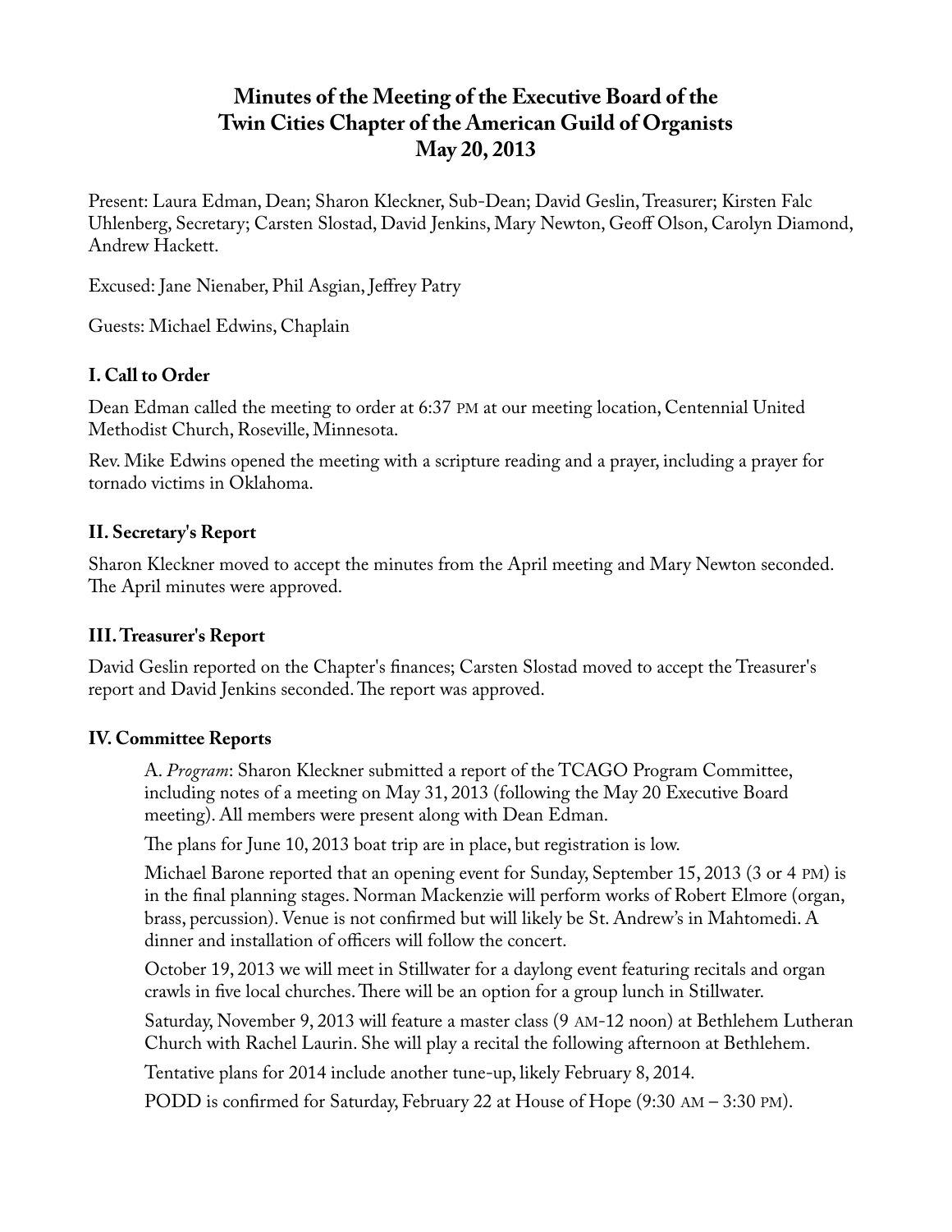# Minutes of the Meeting of the Executive Board of the Twin Cities Chapter of the American Guild of Organists May 20, 2013

Present: Laura Edman, Dean; Sharon Kleckner, Sub-Dean; David Geslin, Treasurer; Kirsten Falc Uhlenberg, Secretary; Carsten Slostad, David Jenkins, Mary Newton, Geoff Olson, Carolyn Diamond, Andrew Hackett.

Excused: Jane Nienaber, Phil Asgian, Jeffrey Patry

Guests: Michael Edwins, Chaplain

## I. Call to Order

Dean Edman called the meeting to order at 6:37 PM at our meeting location, Centennial United Methodist Church, Roseville, Minnesota.

Rev. Mike Edwins opened the meeting with a scripture reading and a prayer, including a prayer for tornado victims in Oklahoma.

## II. Secretary's Report

Sharon Kleckner moved to accept the minutes from the April meeting and Mary Newton seconded. The April minutes were approved.

## III. Treasurer's Report

David Geslin reported on the Chapter's finances; Carsten Slostad moved to accept the Treasurer's report and David Jenkins seconded. The report was approved.

## IV. Committee Reports

A. *Program*: Sharon Kleckner submitted a report of the TCAGO Program Committee, including notes of a meeting on May 31, 2013 (following the May 20 Executive Board meeting). All members were present along with Dean Edman.

The plans for June 10, 2013 boat trip are in place, but registration is low.

Michael Barone reported that an opening event for Sunday, September 15, 2013 (3 or 4 PM) is in the final planning stages. Norman Mackenzie will perform works of Robert Elmore (organ, brass, percussion). Venue is not confirmed but will likely be St. Andrew's in Mahtomedi. A dinner and installation of officers will follow the concert.

October 19, 2013 we will meet in Stillwater for a daylong event featuring recitals and organ crawls in five local churches. There will be an option for a group lunch in Stillwater.

Saturday, November 9, 2013 will feature a master class (9 AM-12 noon) at Bethlehem Lutheran Church with Rachel Laurin. She will play a recital the following afternoon at Bethlehem.

Tentative plans for 2014 include another tune-up, likely February 8, 2014.

PODD is confirmed for Saturday, February 22 at House of Hope (9:30 AM – 3:30 PM).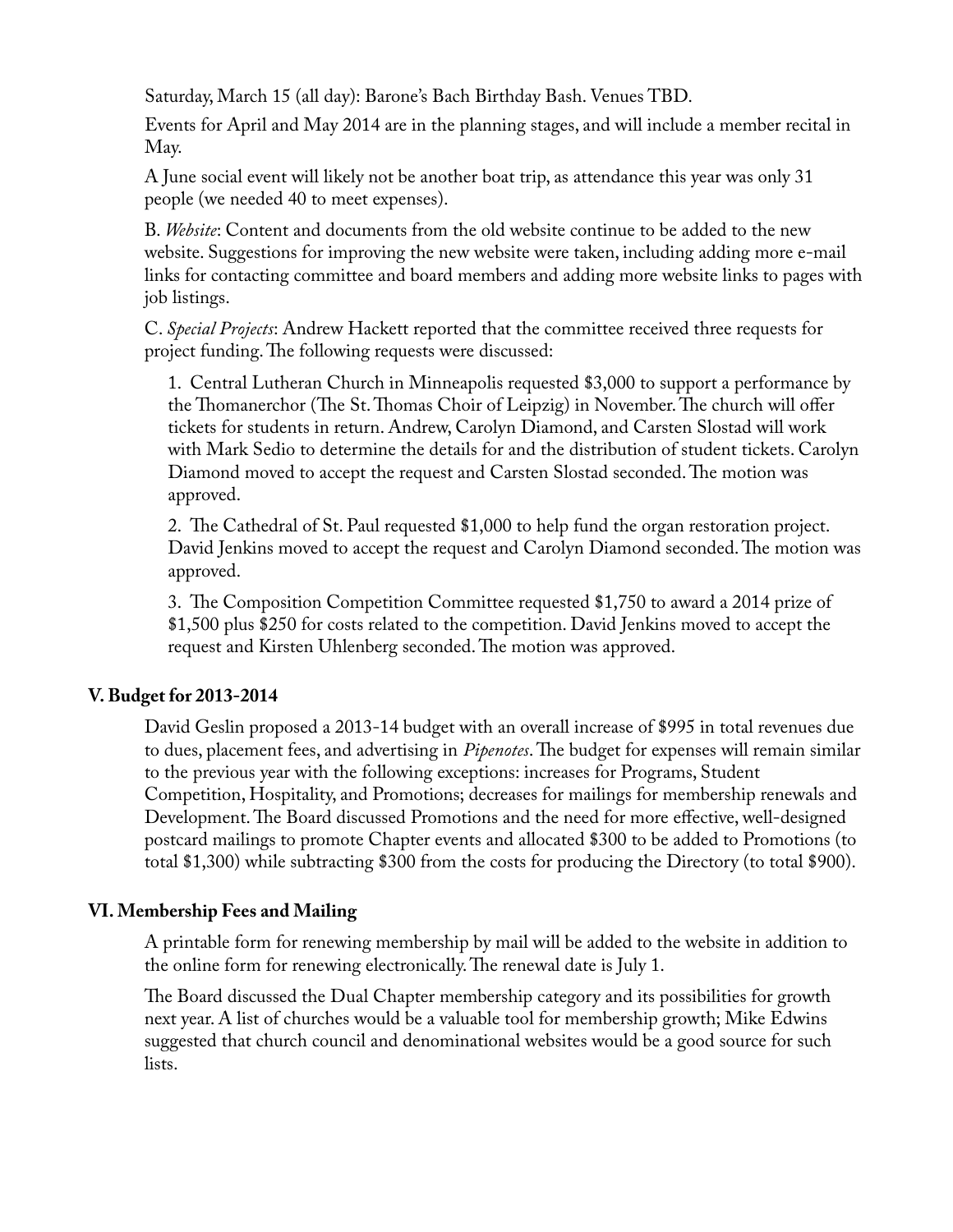Saturday, March 15 (all day): Barone's Bach Birthday Bash. Venues TBD.

Events for April and May 2014 are in the planning stages, and will include a member recital in May.

A June social event will likely not be another boat trip, as attendance this year was only 31 people (we needed 40 to meet expenses).

B. *Website*: Content and documents from the old website continue to be added to the new website. Suggestions for improving the new website were taken, including adding more e-mail links for contacting committee and board members and adding more website links to pages with job listings.

C. *Special Projects*: Andrew Hackett reported that the committee received three requests for project funding. The following requests were discussed:

1. Central Lutheran Church in Minneapolis requested $3,000 to support a performance by the Thomanerchor (The St. Thomas Choir of Leipzig) in November. The church will offer tickets for students in return. Andrew, Carolyn Diamond, and Carsten Slostad will work with Mark Sedio to determine the details for and the distribution of student tickets. Carolyn Diamond moved to accept the request and Carsten Slostad seconded. The motion was approved.

2. The Cathedral of St. Paul requested $1,000 to help fund the organ restoration project. David Jenkins moved to accept the request and Carolyn Diamond seconded. The motion was approved.

3. The Composition Competition Committee requested $1,750 to award a 2014 prize of $1,500 plus $250 for costs related to the competition. David Jenkins moved to accept the request and Kirsten Uhlenberg seconded. The motion was approved.

## V. Budget for 2013-2014

David Geslin proposed a 2013-14 budget with an overall increase of $995 in total revenues due to dues, placement fees, and advertising in *Pipenotes*. The budget for expenses will remain similar to the previous year with the following exceptions: increases for Programs, Student Competition, Hospitality, and Promotions; decreases for mailings for membership renewals and Development. The Board discussed Promotions and the need for more effective, well-designed postcard mailings to promote Chapter events and allocated $300 to be added to Promotions (to total $1,300) while subtracting $300 from the costs for producing the Directory (to total $900).

## VI. Membership Fees and Mailing

A printable form for renewing membership by mail will be added to the website in addition to the online form for renewing electronically. The renewal date is July 1.

The Board discussed the Dual Chapter membership category and its possibilities for growth next year. A list of churches would be a valuable tool for membership growth; Mike Edwins suggested that church council and denominational websites would be a good source for such lists.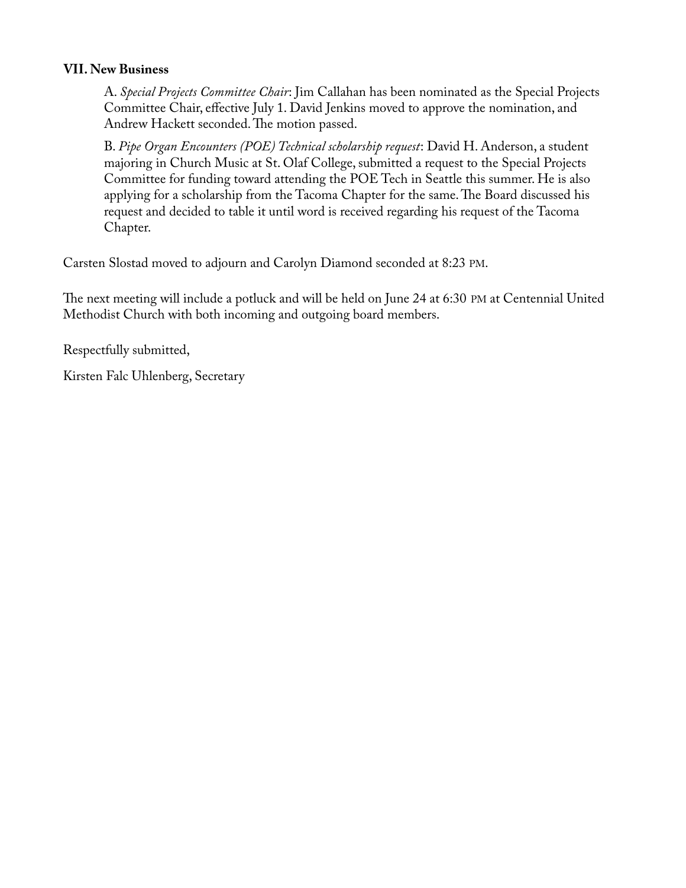**VII. New Business**

A. *Special Projects Committee Chair*: Jim Callahan has been nominated as the Special Projects Committee Chair, effective July 1. David Jenkins moved to approve the nomination, and Andrew Hackett seconded. The motion passed.

B. *Pipe Organ Encounters (POE) Technical scholarship request*: David H. Anderson, a student majoring in Church Music at St. Olaf College, submitted a request to the Special Projects Committee for funding toward attending the POE Tech in Seattle this summer. He is also applying for a scholarship from the Tacoma Chapter for the same. The Board discussed his request and decided to table it until word is received regarding his request of the Tacoma Chapter.

Carsten Slostad moved to adjourn and Carolyn Diamond seconded at 8:23 PM.

The next meeting will include a potluck and will be held on June 24 at 6:30 PM at Centennial United Methodist Church with both incoming and outgoing board members.

Respectfully submitted,

Kirsten Falc Uhlenberg, Secretary